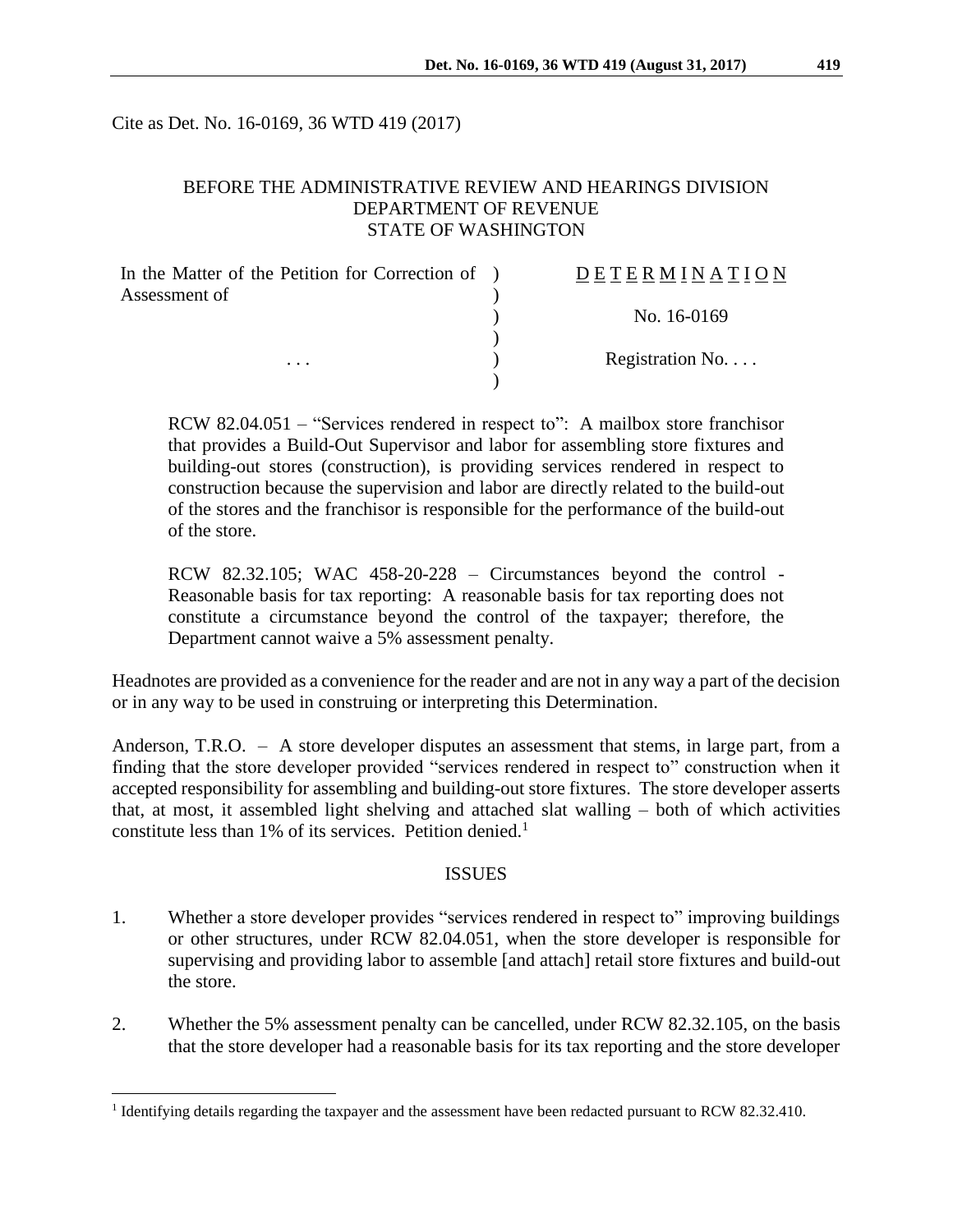Cite as Det. No. 16-0169, 36 WTD 419 (2017)

BEFORE THE ADMINISTRATIVE REVIEW AND HEARINGS DIVISION
DEPARTMENT OF REVENUE
STATE OF WASHINGTON

| | | |
|---|---|---|
| In the Matter of the Petition for Correction of Assessment of | ) | D E T E R M I N A T I O N |
| | ) | No. 16-0169 |
| . . . | ) | Registration No. . . . |

RCW 82.04.051 – "Services rendered in respect to": A mailbox store franchisor that provides a Build-Out Supervisor and labor for assembling store fixtures and building-out stores (construction), is providing services rendered in respect to construction because the supervision and labor are directly related to the build-out of the stores and the franchisor is responsible for the performance of the build-out of the store.

RCW 82.32.105; WAC 458-20-228 – Circumstances beyond the control - Reasonable basis for tax reporting: A reasonable basis for tax reporting does not constitute a circumstance beyond the control of the taxpayer; therefore, the Department cannot waive a 5% assessment penalty.

Headnotes are provided as a convenience for the reader and are not in any way a part of the decision or in any way to be used in construing or interpreting this Determination.

Anderson, T.R.O. – A store developer disputes an assessment that stems, in large part, from a finding that the store developer provided "services rendered in respect to" construction when it accepted responsibility for assembling and building-out store fixtures. The store developer asserts that, at most, it assembled light shelving and attached slat walling – both of which activities constitute less than 1% of its services. Petition denied.[1]

## ISSUES

1. Whether a store developer provides "services rendered in respect to" improving buildings or other structures, under RCW 82.04.051, when the store developer is responsible for supervising and providing labor to assemble [and attach] retail store fixtures and build-out the store.

2. Whether the 5% assessment penalty can be cancelled, under RCW 82.32.105, on the basis that the store developer had a reasonable basis for its tax reporting and the store developer

[1] Identifying details regarding the taxpayer and the assessment have been redacted pursuant to RCW 82.32.410.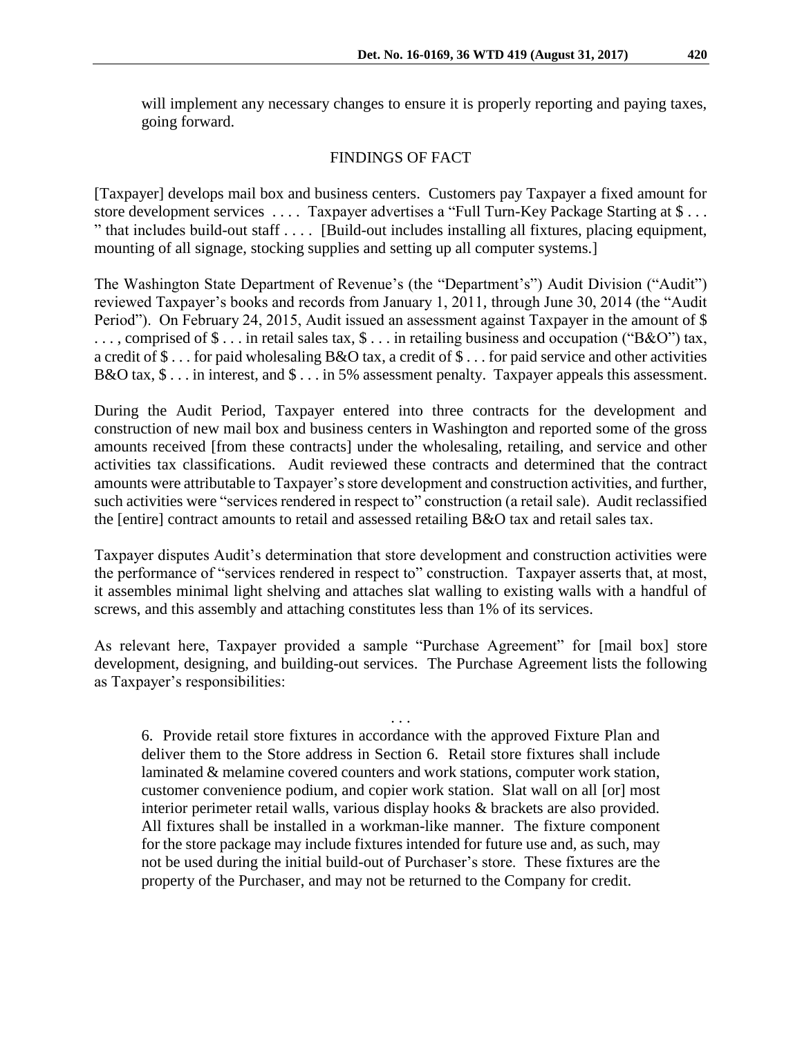will implement any necessary changes to ensure it is properly reporting and paying taxes, going forward.

## FINDINGS OF FACT

[Taxpayer] develops mail box and business centers. Customers pay Taxpayer a fixed amount for store development services . . . . Taxpayer advertises a "Full Turn-Key Package Starting at $ . . . " that includes build-out staff . . . . [Build-out includes installing all fixtures, placing equipment, mounting of all signage, stocking supplies and setting up all computer systems.]

The Washington State Department of Revenue's (the "Department's") Audit Division ("Audit") reviewed Taxpayer's books and records from January 1, 2011, through June 30, 2014 (the "Audit Period"). On February 24, 2015, Audit issued an assessment against Taxpayer in the amount of $ . . . , comprised of $ . . . in retail sales tax, $ . . . in retailing business and occupation ("B&O") tax, a credit of $ . . . for paid wholesaling B&O tax, a credit of $ . . . for paid service and other activities B&O tax, $ . . . in interest, and $ . . . in 5% assessment penalty. Taxpayer appeals this assessment.

During the Audit Period, Taxpayer entered into three contracts for the development and construction of new mail box and business centers in Washington and reported some of the gross amounts received [from these contracts] under the wholesaling, retailing, and service and other activities tax classifications. Audit reviewed these contracts and determined that the contract amounts were attributable to Taxpayer's store development and construction activities, and further, such activities were "services rendered in respect to" construction (a retail sale). Audit reclassified the [entire] contract amounts to retail and assessed retailing B&O tax and retail sales tax.

Taxpayer disputes Audit's determination that store development and construction activities were the performance of "services rendered in respect to" construction. Taxpayer asserts that, at most, it assembles minimal light shelving and attaches slat walling to existing walls with a handful of screws, and this assembly and attaching constitutes less than 1% of its services.

As relevant here, Taxpayer provided a sample "Purchase Agreement" for [mail box] store development, designing, and building-out services. The Purchase Agreement lists the following as Taxpayer's responsibilities:

. . .

> 6. Provide retail store fixtures in accordance with the approved Fixture Plan and deliver them to the Store address in Section 6. Retail store fixtures shall include laminated & melamine covered counters and work stations, computer work station, customer convenience podium, and copier work station. Slat wall on all [or] most interior perimeter retail walls, various display hooks & brackets are also provided. All fixtures shall be installed in a workman-like manner. The fixture component for the store package may include fixtures intended for future use and, as such, may not be used during the initial build-out of Purchaser's store. These fixtures are the property of the Purchaser, and may not be returned to the Company for credit.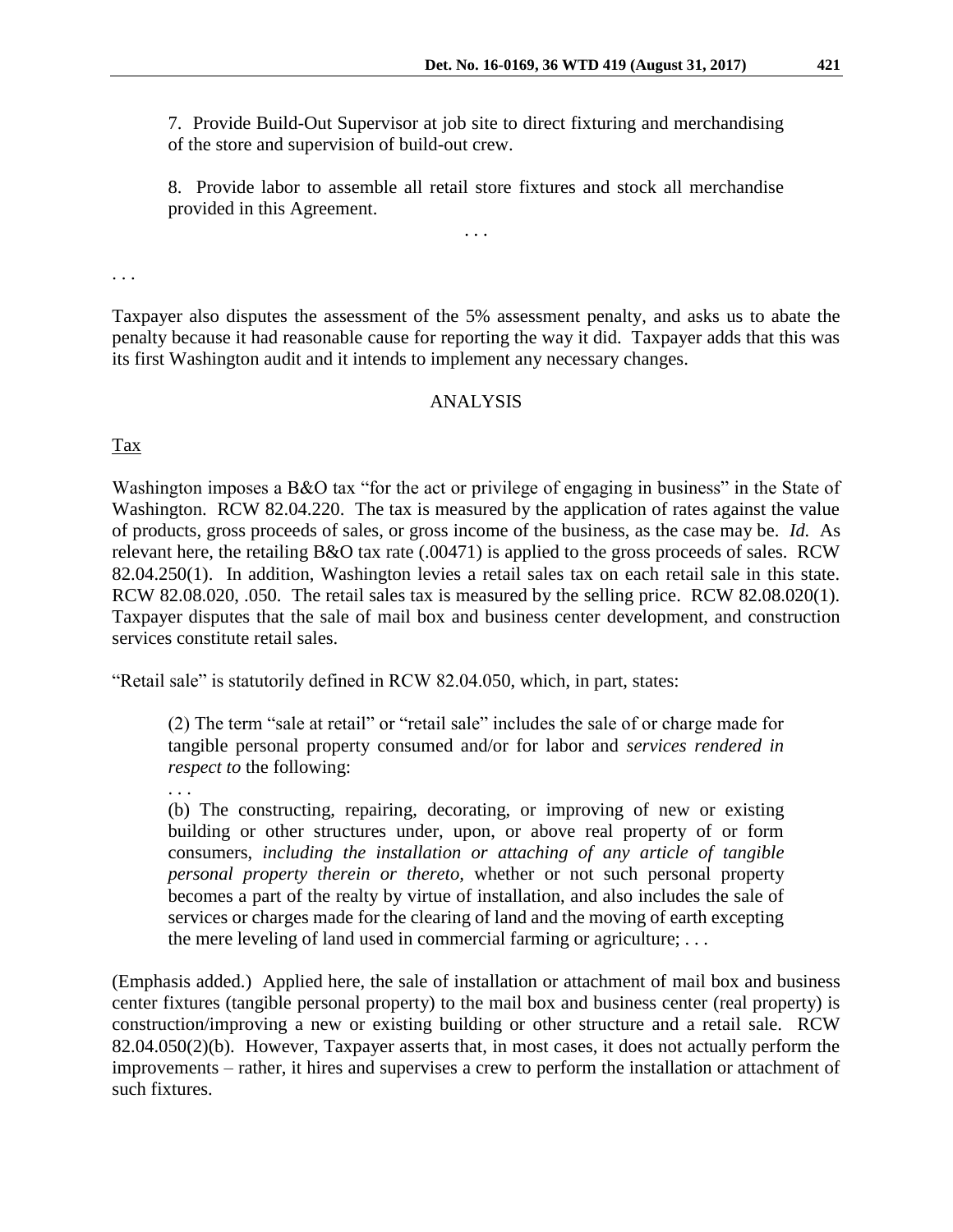> 7. Provide Build-Out Supervisor at job site to direct fixturing and merchandising of the store and supervision of build-out crew.
>
> 8. Provide labor to assemble all retail store fixtures and stock all merchandise provided in this Agreement.
>
> . . .

. . .

Taxpayer also disputes the assessment of the 5% assessment penalty, and asks us to abate the penalty because it had reasonable cause for reporting the way it did. Taxpayer adds that this was its first Washington audit and it intends to implement any necessary changes.

## ANALYSIS

Tax

Washington imposes a B&O tax "for the act or privilege of engaging in business" in the State of Washington. RCW 82.04.220. The tax is measured by the application of rates against the value of products, gross proceeds of sales, or gross income of the business, as the case may be. *Id.* As relevant here, the retailing B&O tax rate (.00471) is applied to the gross proceeds of sales. RCW 82.04.250(1). In addition, Washington levies a retail sales tax on each retail sale in this state. RCW 82.08.020, .050. The retail sales tax is measured by the selling price. RCW 82.08.020(1). Taxpayer disputes that the sale of mail box and business center development, and construction services constitute retail sales.

"Retail sale" is statutorily defined in RCW 82.04.050, which, in part, states:

> (2) The term "sale at retail" or "retail sale" includes the sale of or charge made for tangible personal property consumed and/or for labor and *services rendered in respect to* the following:
>
> . . .
>
> (b) The constructing, repairing, decorating, or improving of new or existing building or other structures under, upon, or above real property of or form consumers, *including the installation or attaching of any article of tangible personal property therein or thereto,* whether or not such personal property becomes a part of the realty by virtue of installation, and also includes the sale of services or charges made for the clearing of land and the moving of earth excepting the mere leveling of land used in commercial farming or agriculture; . . .

(Emphasis added.) Applied here, the sale of installation or attachment of mail box and business center fixtures (tangible personal property) to the mail box and business center (real property) is construction/improving a new or existing building or other structure and a retail sale. RCW 82.04.050(2)(b). However, Taxpayer asserts that, in most cases, it does not actually perform the improvements – rather, it hires and supervises a crew to perform the installation or attachment of such fixtures.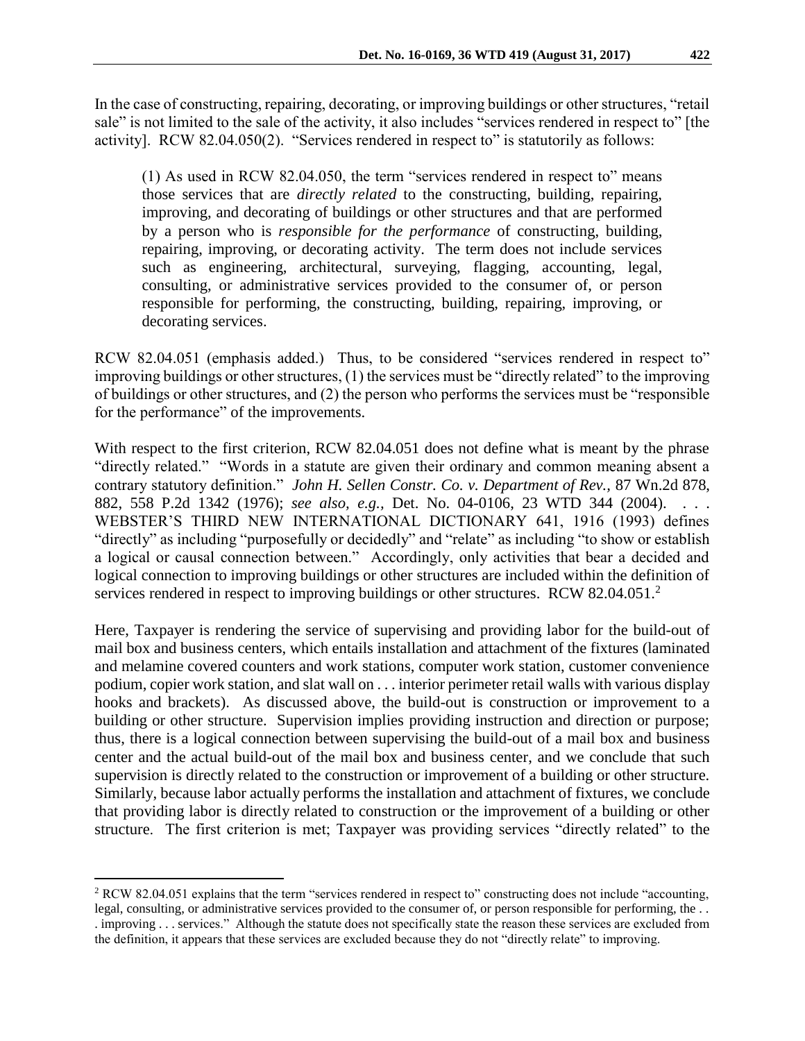In the case of constructing, repairing, decorating, or improving buildings or other structures, "retail sale" is not limited to the sale of the activity, it also includes "services rendered in respect to" [the activity]. RCW 82.04.050(2). "Services rendered in respect to" is statutorily as follows:

> (1) As used in RCW 82.04.050, the term "services rendered in respect to" means those services that are *directly related* to the constructing, building, repairing, improving, and decorating of buildings or other structures and that are performed by a person who is *responsible for the performance* of constructing, building, repairing, improving, or decorating activity. The term does not include services such as engineering, architectural, surveying, flagging, accounting, legal, consulting, or administrative services provided to the consumer of, or person responsible for performing, the constructing, building, repairing, improving, or decorating services.

RCW 82.04.051 (emphasis added.) Thus, to be considered "services rendered in respect to" improving buildings or other structures, (1) the services must be "directly related" to the improving of buildings or other structures, and (2) the person who performs the services must be "responsible for the performance" of the improvements.

With respect to the first criterion, RCW 82.04.051 does not define what is meant by the phrase "directly related." "Words in a statute are given their ordinary and common meaning absent a contrary statutory definition." *John H. Sellen Constr. Co. v. Department of Rev.*, 87 Wn.2d 878, 882, 558 P.2d 1342 (1976); *see also, e.g.,* Det. No. 04-0106, 23 WTD 344 (2004). . . . WEBSTER'S THIRD NEW INTERNATIONAL DICTIONARY 641, 1916 (1993) defines "directly" as including "purposefully or decidedly" and "relate" as including "to show or establish a logical or causal connection between." Accordingly, only activities that bear a decided and logical connection to improving buildings or other structures are included within the definition of services rendered in respect to improving buildings or other structures. RCW 82.04.051.[2]

Here, Taxpayer is rendering the service of supervising and providing labor for the build-out of mail box and business centers, which entails installation and attachment of the fixtures (laminated and melamine covered counters and work stations, computer work station, customer convenience podium, copier work station, and slat wall on . . . interior perimeter retail walls with various display hooks and brackets). As discussed above, the build-out is construction or improvement to a building or other structure. Supervision implies providing instruction and direction or purpose; thus, there is a logical connection between supervising the build-out of a mail box and business center and the actual build-out of the mail box and business center, and we conclude that such supervision is directly related to the construction or improvement of a building or other structure. Similarly, because labor actually performs the installation and attachment of fixtures, we conclude that providing labor is directly related to construction or the improvement of a building or other structure. The first criterion is met; Taxpayer was providing services "directly related" to the

---

[2] RCW 82.04.051 explains that the term "services rendered in respect to" constructing does not include "accounting, legal, consulting, or administrative services provided to the consumer of, or person responsible for performing, the . . . improving . . . services." Although the statute does not specifically state the reason these services are excluded from the definition, it appears that these services are excluded because they do not "directly relate" to improving.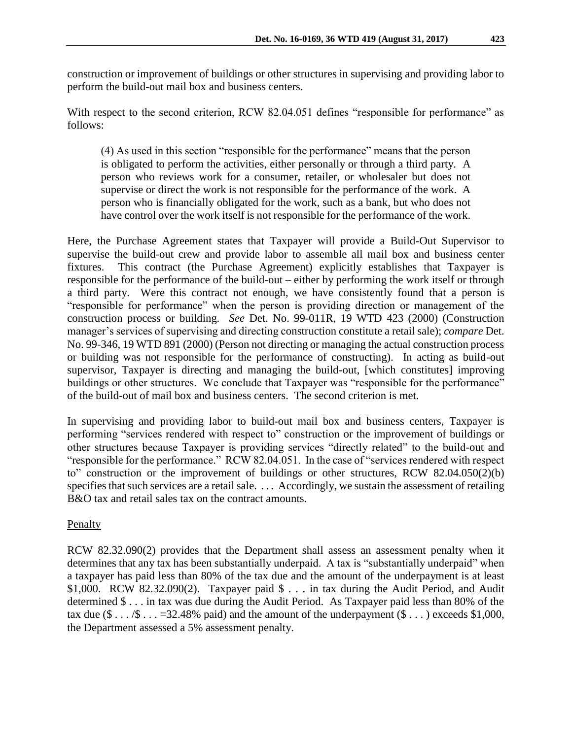construction or improvement of buildings or other structures in supervising and providing labor to perform the build-out mail box and business centers.

With respect to the second criterion, RCW 82.04.051 defines "responsible for performance" as follows:

> (4) As used in this section "responsible for the performance" means that the person is obligated to perform the activities, either personally or through a third party. A person who reviews work for a consumer, retailer, or wholesaler but does not supervise or direct the work is not responsible for the performance of the work. A person who is financially obligated for the work, such as a bank, but who does not have control over the work itself is not responsible for the performance of the work.

Here, the Purchase Agreement states that Taxpayer will provide a Build-Out Supervisor to supervise the build-out crew and provide labor to assemble all mail box and business center fixtures. This contract (the Purchase Agreement) explicitly establishes that Taxpayer is responsible for the performance of the build-out – either by performing the work itself or through a third party. Were this contract not enough, we have consistently found that a person is "responsible for performance" when the person is providing direction or management of the construction process or building. *See* Det. No. 99-011R, 19 WTD 423 (2000) (Construction manager's services of supervising and directing construction constitute a retail sale); *compare* Det. No. 99-346, 19 WTD 891 (2000) (Person not directing or managing the actual construction process or building was not responsible for the performance of constructing). In acting as build-out supervisor, Taxpayer is directing and managing the build-out, [which constitutes] improving buildings or other structures. We conclude that Taxpayer was "responsible for the performance" of the build-out of mail box and business centers. The second criterion is met.

In supervising and providing labor to build-out mail box and business centers, Taxpayer is performing "services rendered with respect to" construction or the improvement of buildings or other structures because Taxpayer is providing services "directly related" to the build-out and "responsible for the performance." RCW 82.04.051. In the case of "services rendered with respect to" construction or the improvement of buildings or other structures, RCW 82.04.050(2)(b) specifies that such services are a retail sale. . . . Accordingly, we sustain the assessment of retailing B&O tax and retail sales tax on the contract amounts.

## Penalty

RCW 82.32.090(2) provides that the Department shall assess an assessment penalty when it determines that any tax has been substantially underpaid. A tax is "substantially underpaid" when a taxpayer has paid less than 80% of the tax due and the amount of the underpayment is at least $1,000. RCW 82.32.090(2). Taxpayer paid $ . . . in tax during the Audit Period, and Audit determined $ . . . in tax was due during the Audit Period. As Taxpayer paid less than 80% of the tax due ($ . . . /$ . . . =32.48% paid) and the amount of the underpayment ($ . . . ) exceeds $1,000, the Department assessed a 5% assessment penalty.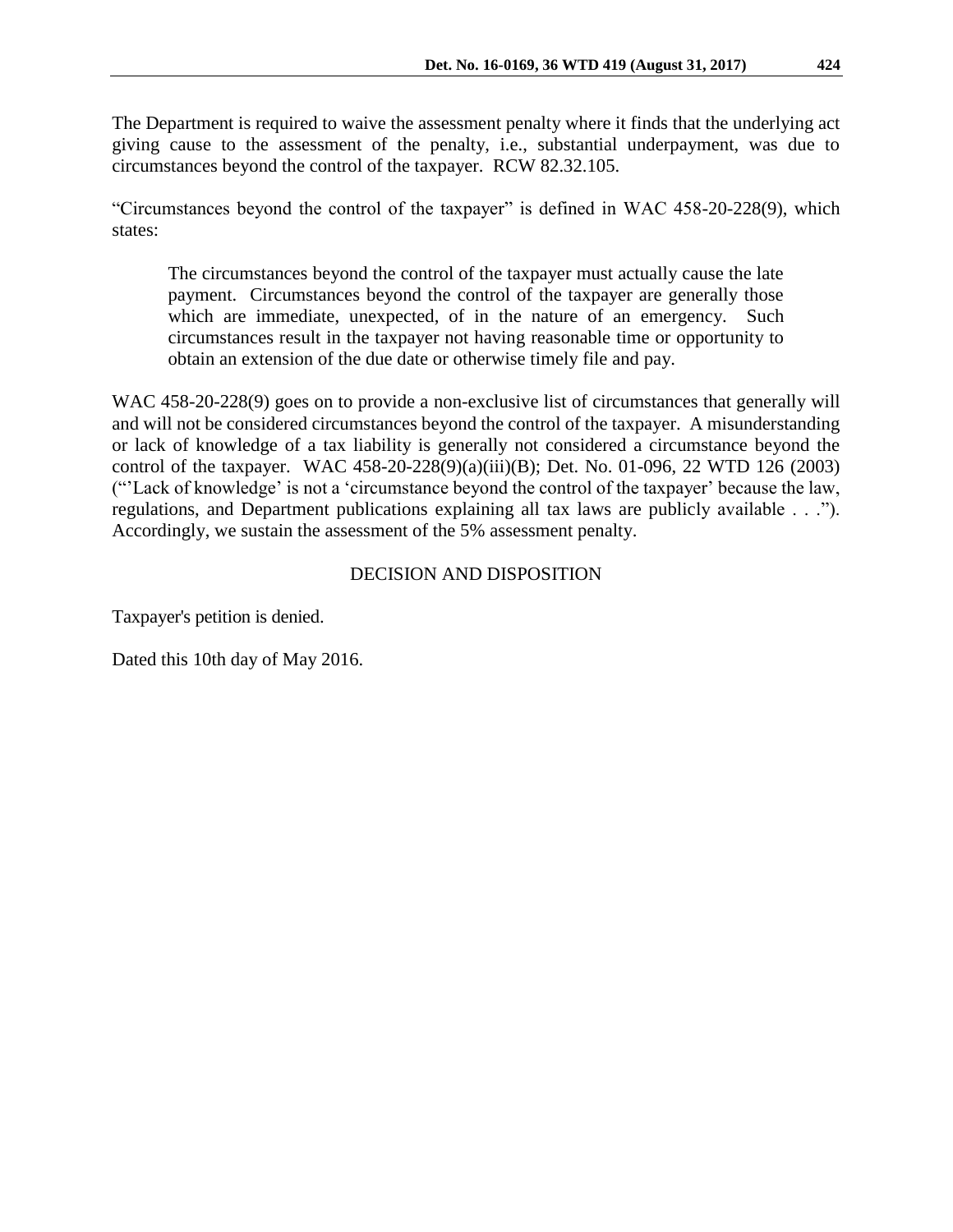The Department is required to waive the assessment penalty where it finds that the underlying act giving cause to the assessment of the penalty, i.e., substantial underpayment, was due to circumstances beyond the control of the taxpayer. RCW 82.32.105.

"Circumstances beyond the control of the taxpayer" is defined in WAC 458-20-228(9), which states:

> The circumstances beyond the control of the taxpayer must actually cause the late payment. Circumstances beyond the control of the taxpayer are generally those which are immediate, unexpected, of in the nature of an emergency. Such circumstances result in the taxpayer not having reasonable time or opportunity to obtain an extension of the due date or otherwise timely file and pay.

WAC 458-20-228(9) goes on to provide a non-exclusive list of circumstances that generally will and will not be considered circumstances beyond the control of the taxpayer. A misunderstanding or lack of knowledge of a tax liability is generally not considered a circumstance beyond the control of the taxpayer. WAC 458-20-228(9)(a)(iii)(B); Det. No. 01-096, 22 WTD 126 (2003) ("'Lack of knowledge' is not a 'circumstance beyond the control of the taxpayer' because the law, regulations, and Department publications explaining all tax laws are publicly available . . ."). Accordingly, we sustain the assessment of the 5% assessment penalty.

## DECISION AND DISPOSITION

Taxpayer's petition is denied.

Dated this 10th day of May 2016.